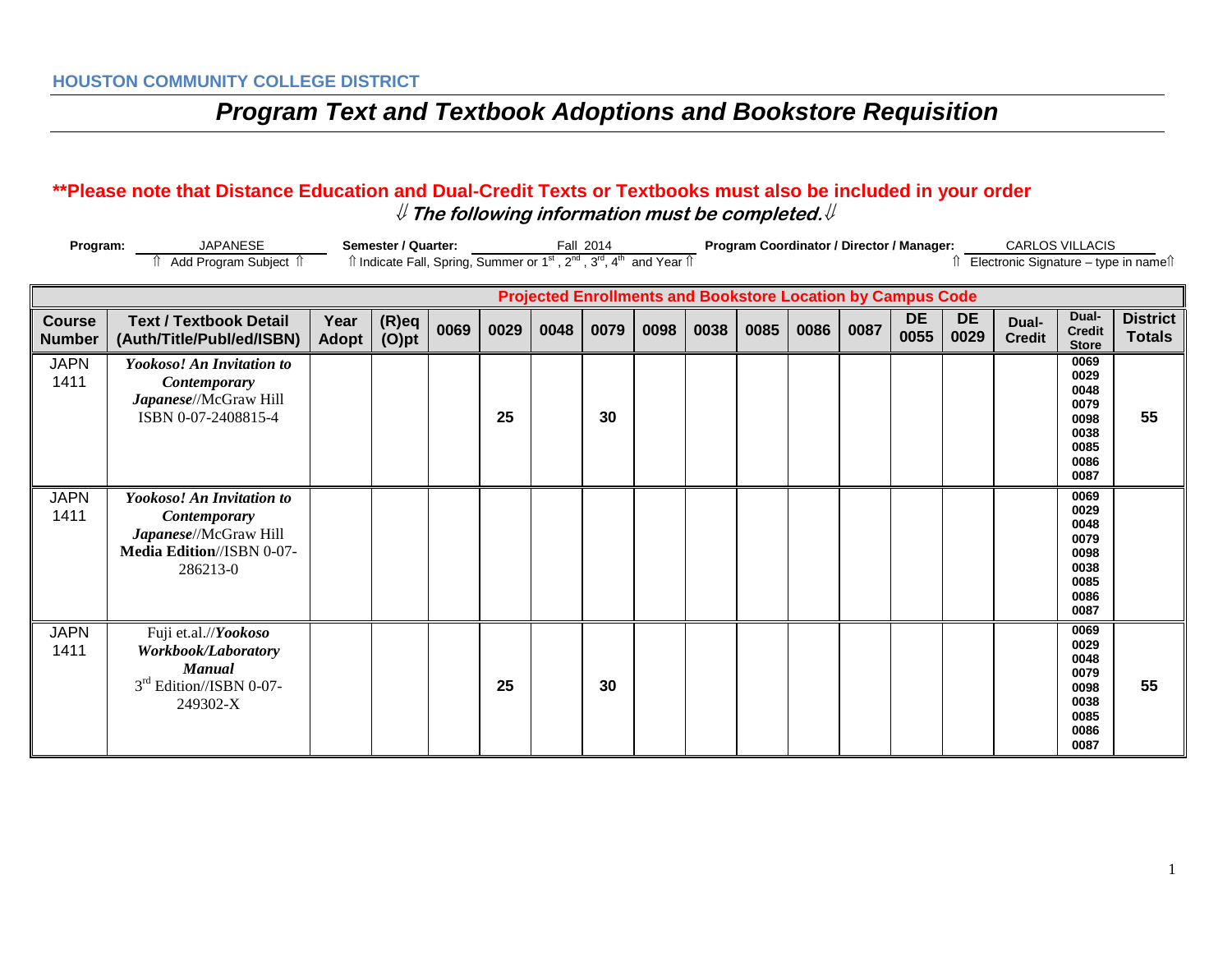**HOUSTON COMMUNITY COLLEGE DISTRICT**

# *Program Text and Textbook Adoptions and Bookstore Requisition*

**\*\*Please note that Distance Education and Dual-Credit Texts or Textbooks must also be included in your order**

**⇓ *The following information must be completed.* ⇓**

**Program:** JAPANESE
⇑ Add Program Subject ⇑

**Semester / Quarter:** Fall 2014
⇑ Indicate Fall, Spring, Summer or 1st, 2nd, 3rd, 4th and Year ⇑

**Program Coordinator / Director / Manager:** CARLOS VILLACIS
⇑ Electronic Signature – type in name⇑

| Projected Enrollments and Bookstore Location by Campus Code | | | | | | | | | | | | | | | | | |
|---|---|---|---|---|---|---|---|---|---|---|---|---|---|---|---|---|---|
| **Course Number** | **Text / Textbook Detail (Auth/Title/Publ/ed/ISBN)** | **Year Adopt** | **(R)eq (O)pt** | **0069** | **0029** | **0048** | **0079** | **0098** | **0038** | **0085** | **0086** | **0087** | **DE 0055** | **DE 0029** | **Dual-Credit** | **Dual-Credit Store** | **District Totals** |
| JAPN 1411 | ***Yookoso! An Invitation to Contemporary Japanese***//McGraw Hill ISBN 0-07-2408815-4 | | | | 25 | | 30 | | | | | | | | | 0069 0029 0048 0079 0098 0038 0085 0086 0087 | 55 |
| JAPN 1411 | ***Yookoso! An Invitation to Contemporary Japanese***//McGraw Hill **Media Edition**//ISBN 0-07-286213-0 | | | | | | | | | | | | | | | 0069 0029 0048 0079 0098 0038 0085 0086 0087 | |
| JAPN 1411 | Fuji et.al.//***Yookoso Workbook/Laboratory Manual*** 3rd Edition//ISBN 0-07-249302-X | | | | 25 | | 30 | | | | | | | | | 0069 0029 0048 0079 0098 0038 0085 0086 0087 | 55 |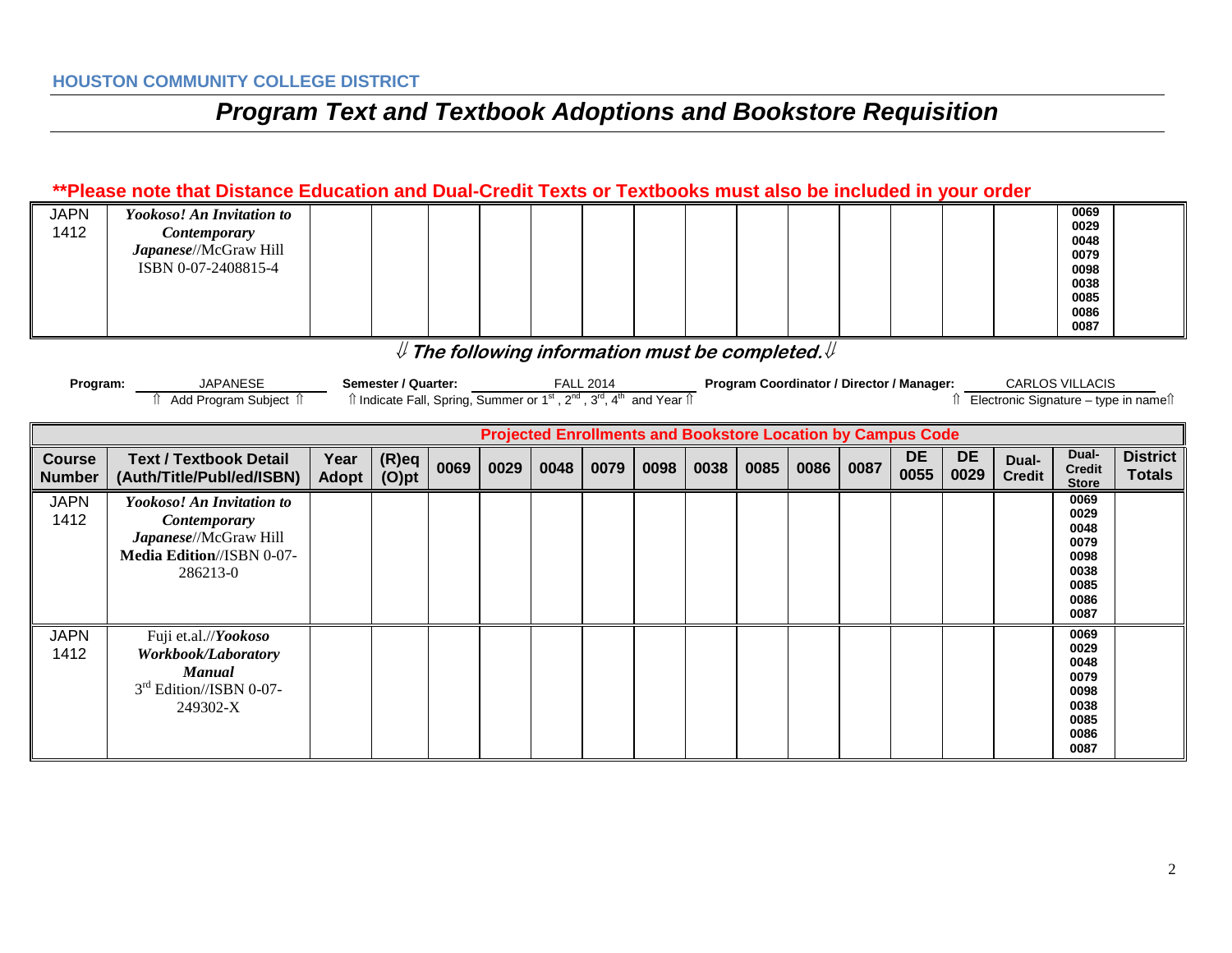**HOUSTON COMMUNITY COLLEGE DISTRICT**

# *Program Text and Textbook Adoptions and Bookstore Requisition*

**\*\*Please note that Distance Education and Dual-Credit Texts or Textbooks must also be included in your order**

| | | | | | | | | | | | | | | | | | |
|---|---|---|---|---|---|---|---|---|---|---|---|---|---|---|---|---|---|
| JAPN 1412 | ***Yookoso! An Invitation to Contemporary Japanese***//McGraw Hill ISBN 0-07-2408815-4 | | | | | | | | | | | | | | | **0069 0029 0048 0079 0098 0038 0085 0086 0087** | |

⇓ ***The following information must be completed.*** ⇓

**Program:** JAPANESE
⇑ Add Program Subject ⇑

**Semester / Quarter:** FALL 2014
⇑ Indicate Fall, Spring, Summer or 1st, 2nd, 3rd, 4th and Year ⇑

**Program Coordinator / Director / Manager:** CARLOS VILLACIS
⇑ Electronic Signature – type in name⇑

| | | | | Projected Enrollments and Bookstore Location by Campus Code | | | | | | | | | | | | | |
|---|---|---|---|---|---|---|---|---|---|---|---|---|---|---|---|---|---|
| **Course Number** | **Text / Textbook Detail (Auth/Title/Publ/ed/ISBN)** | **Year Adopt** | **(R)eq (O)pt** | **0069** | **0029** | **0048** | **0079** | **0098** | **0038** | **0085** | **0086** | **0087** | **DE 0055** | **DE 0029** | **Dual-Credit** | **Dual-Credit Store** | **District Totals** |
| JAPN 1412 | ***Yookoso! An Invitation to Contemporary Japanese***//McGraw Hill **Media Edition**//ISBN 0-07-286213-0 | | | | | | | | | | | | | | | **0069 0029 0048 0079 0098 0038 0085 0086 0087** | |
| JAPN 1412 | Fuji et.al.//***Yookoso Workbook/Laboratory Manual*** 3rd Edition//ISBN 0-07-249302-X | | | | | | | | | | | | | | | **0069 0029 0048 0079 0098 0038 0085 0086 0087** | |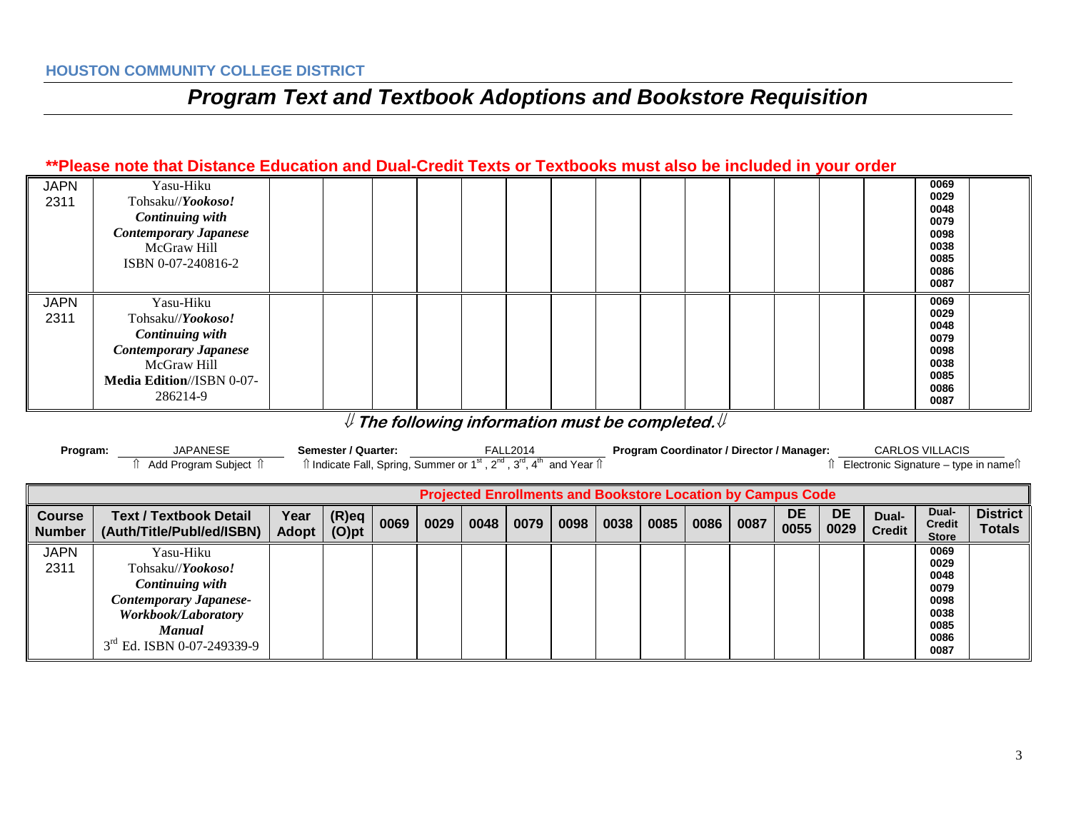HOUSTON COMMUNITY COLLEGE DISTRICT

# *Program Text and Textbook Adoptions and Bookstore Requisition*

**\*\*Please note that Distance Education and Dual-Credit Texts or Textbooks must also be included in your order**

| | | | | | | | | | | | | | | | | | |
|---|---|---|---|---|---|---|---|---|---|---|---|---|---|---|---|---|---|
| JAPN 2311 | Yasu-Hiku Tohsaku//***Yookoso! Continuing with Contemporary Japanese*** McGraw Hill ISBN 0-07-240816-2 | | | | | | | | | | | | | | | 0069 0029 0048 0079 0098 0038 0085 0086 0087 | |
| JAPN 2311 | Yasu-Hiku Tohsaku//***Yookoso! Continuing with Contemporary Japanese*** McGraw Hill **Media Edition**//ISBN 0-07-286214-9 | | | | | | | | | | | | | | | 0069 0029 0048 0079 0098 0038 0085 0086 0087 | |

⇓ ***The following information must be completed.*** ⇓

**Program:** JAPANESE ⇑ Add Program Subject ⇑

**Semester / Quarter:** FALL2014 ⇑ Indicate Fall, Spring, Summer or 1st, 2nd, 3rd, 4th and Year ⇑

**Program Coordinator / Director / Manager:** CARLOS VILLACIS ⇑ Electronic Signature – type in name⇑

| | | | | Projected Enrollments and Bookstore Location by Campus Code | | | | | | | | | | | | | |
|---|---|---|---|---|---|---|---|---|---|---|---|---|---|---|---|---|---|
| **Course Number** | **Text / Textbook Detail (Auth/Title/Publ/ed/ISBN)** | **Year Adopt** | **(R)eq (O)pt** | **0069** | **0029** | **0048** | **0079** | **0098** | **0038** | **0085** | **0086** | **0087** | **DE 0055** | **DE 0029** | **Dual-Credit** | **Dual-Credit Store** | **District Totals** |
| JAPN 2311 | Yasu-Hiku Tohsaku//***Yookoso! Continuing with Contemporary Japanese-Workbook/Laboratory Manual*** 3rd Ed. ISBN 0-07-249339-9 | | | | | | | | | | | | | | | 0069 0029 0048 0079 0098 0038 0085 0086 0087 | |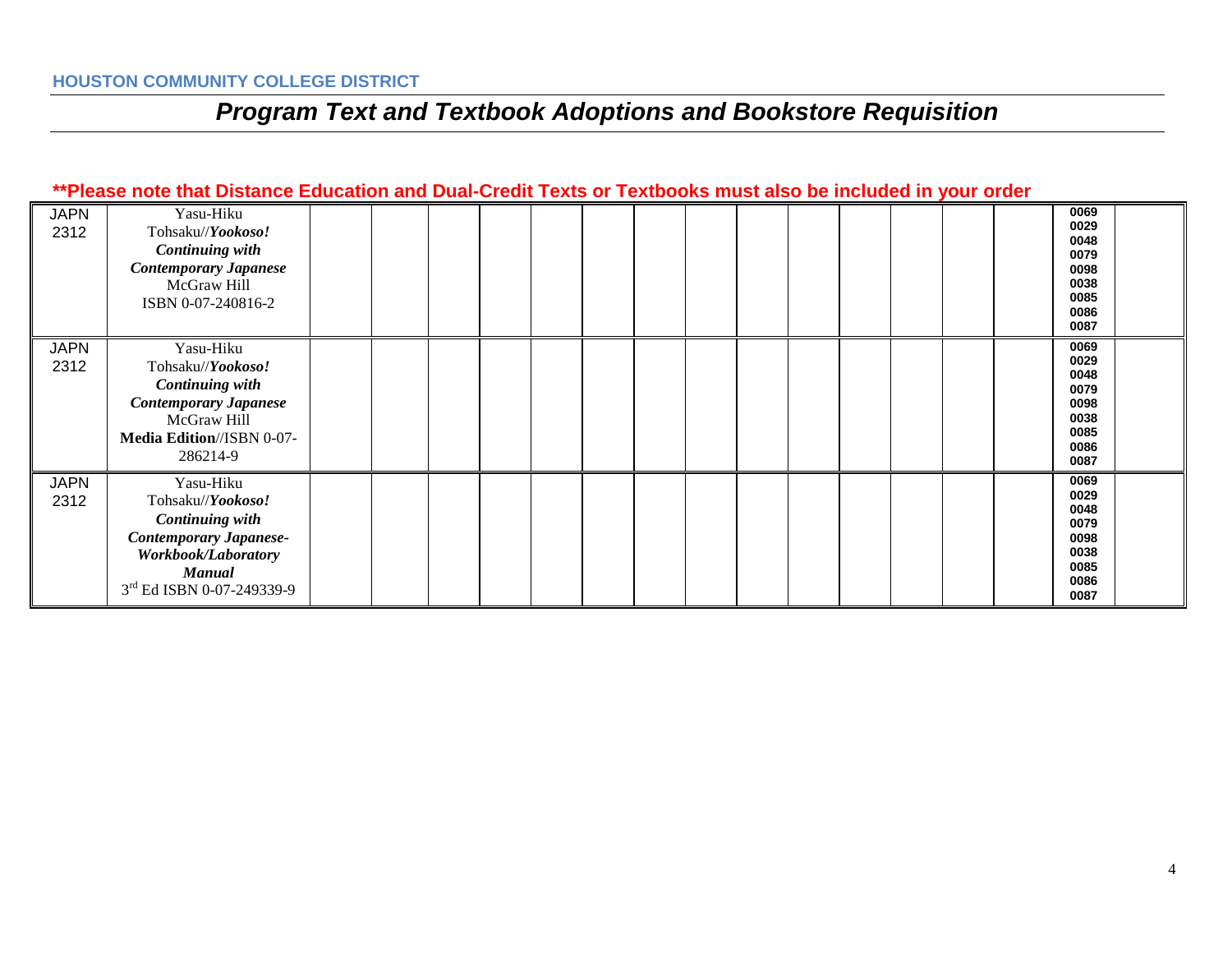**HOUSTON COMMUNITY COLLEGE DISTRICT**

## *Program Text and Textbook Adoptions and Bookstore Requisition*

**\*\*Please note that Distance Education and Dual-Credit Texts or Textbooks must also be included in your order**

| | | | | | | | | | | | | | | | | |
|---|---|---|---|---|---|---|---|---|---|---|---|---|---|---|---|---|
| JAPN 2312 | Yasu-Hiku Tohsaku//***Yookoso! Continuing with Contemporary Japanese*** McGraw Hill ISBN 0-07-240816-2 | | | | | | | | | | | | | | **0069 0029 0048 0079 0098 0038 0085 0086 0087** | |
| JAPN 2312 | Yasu-Hiku Tohsaku//***Yookoso! Continuing with Contemporary Japanese*** McGraw Hill **Media Edition**//ISBN 0-07-286214-9 | | | | | | | | | | | | | | **0069 0029 0048 0079 0098 0038 0085 0086 0087** | |
| JAPN 2312 | Yasu-Hiku Tohsaku//***Yookoso! Continuing with Contemporary Japanese-Workbook/Laboratory Manual*** 3rd Ed ISBN 0-07-249339-9 | | | | | | | | | | | | | | **0069 0029 0048 0079 0098 0038 0085 0086 0087** | |